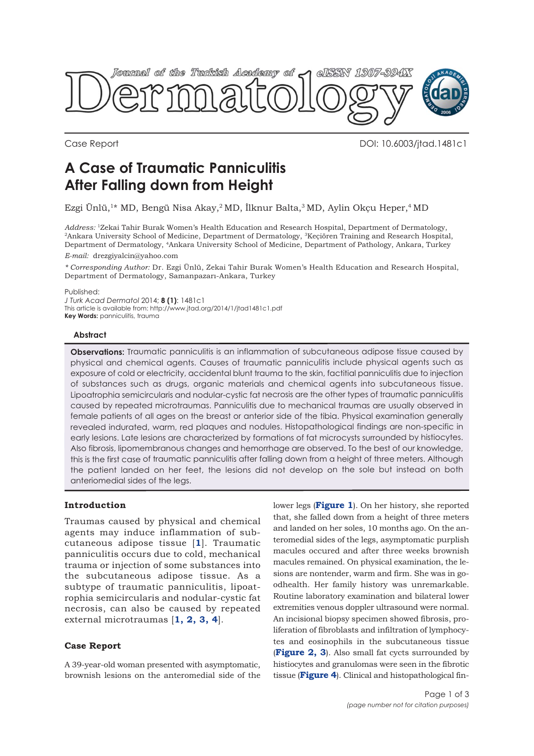Case Report

DOI: 10.6003/jtad.1481c1

# A Case of Traumatic Panniculitis After Falling down from Height

Ezgi Ünlü,[1]* MD, Bengü Nisa Akay,[2] MD, İlknur Balta,[3] MD, Aylin Okçu Heper,[4] MD

*Address:* [1]Zekai Tahir Burak Women's Health Education and Research Hospital, Department of Dermatology, [2]Ankara University School of Medicine, Department of Dermatology, [3]Keçiören Training and Research Hospital, Department of Dermatology, [4]Ankara University School of Medicine, Department of Pathology, Ankara, Turkey

*E-mail:* drezgiyalcin@yahoo.com

*\* Corresponding Author:* Dr. Ezgi Ünlü, Zekai Tahir Burak Women's Health Education and Research Hospital, Department of Dermatology, Samanpazarı-Ankara, Turkey

Published:
*J Turk Acad Dermatol* 2014; **8 (1)**: 1481c1
This article is available from: http://www.jtad.org/2014/1/jtad1481c1.pdf
**Key Words:** panniculitis, trauma

### Abstract

**Observations:** Traumatic panniculitis is an inflammation of subcutaneous adipose tissue caused by physical and chemical agents. Causes of traumatic panniculitis include physical agents such as exposure of cold or electricity, accidental blunt trauma to the skin, factitial panniculitis due to injection of substances such as drugs, organic materials and chemical agents into subcutaneous tissue. Lipoatrophia semicircularis and nodular-cystic fat necrosis are the other types of traumatic panniculitis caused by repeated microtraumas. Panniculitis due to mechanical traumas are usually observed in female patients of all ages on the breast or anterior side of the tibia. Physical examination generally revealed indurated, warm, red plaques and nodules. Histopathological findings are non-specific in early lesions. Late lesions are characterized by formations of fat microcysts surrounded by histiocytes. Also fibrosis, lipomembranous changes and hemorrhage are observed. To the best of our knowledge, this is the first case of traumatic panniculitis after falling down from a height of three meters. Although the patient landed on her feet, the lesions did not develop on the sole but instead on both anteriomedial sides of the legs.

## Introduction

Traumas caused by physical and chemical agents may induce inflammation of subcutaneous adipose tissue [**1**]. Traumatic panniculitis occurs due to cold, mechanical trauma or injection of some substances into the subcutaneous adipose tissue. As a subtype of traumatic panniculitis, lipoatrophia semicircularis and nodular-cystic fat necrosis, can also be caused by repeated external microtraumas [**1, 2, 3, 4**].

## Case Report

A 39-year-old woman presented with asymptomatic, brownish lesions on the anteromedial side of the lower legs (**Figure 1**). On her history, she reported that, she falled down from a height of three meters and landed on her soles, 10 months ago. On the anteromedial sides of the legs, asymptomatic purplish macules occured and after three weeks brownish macules remained. On physical examination, the lesions are nontender, warm and firm. She was in goodhealth. Her family history was unremarkable. Routine laboratory examination and bilateral lower extremities venous doppler ultrasound were normal. An incisional biopsy specimen showed fibrosis, proliferation of fibroblasts and infiltration of lymphocytes and eosinophils in the subcutaneous tissue (**Figure 2, 3**). Also small fat cycts surrounded by histiocytes and granulomas were seen in the fibrotic tissue (**Figure 4**). Clinical and histopathological fin-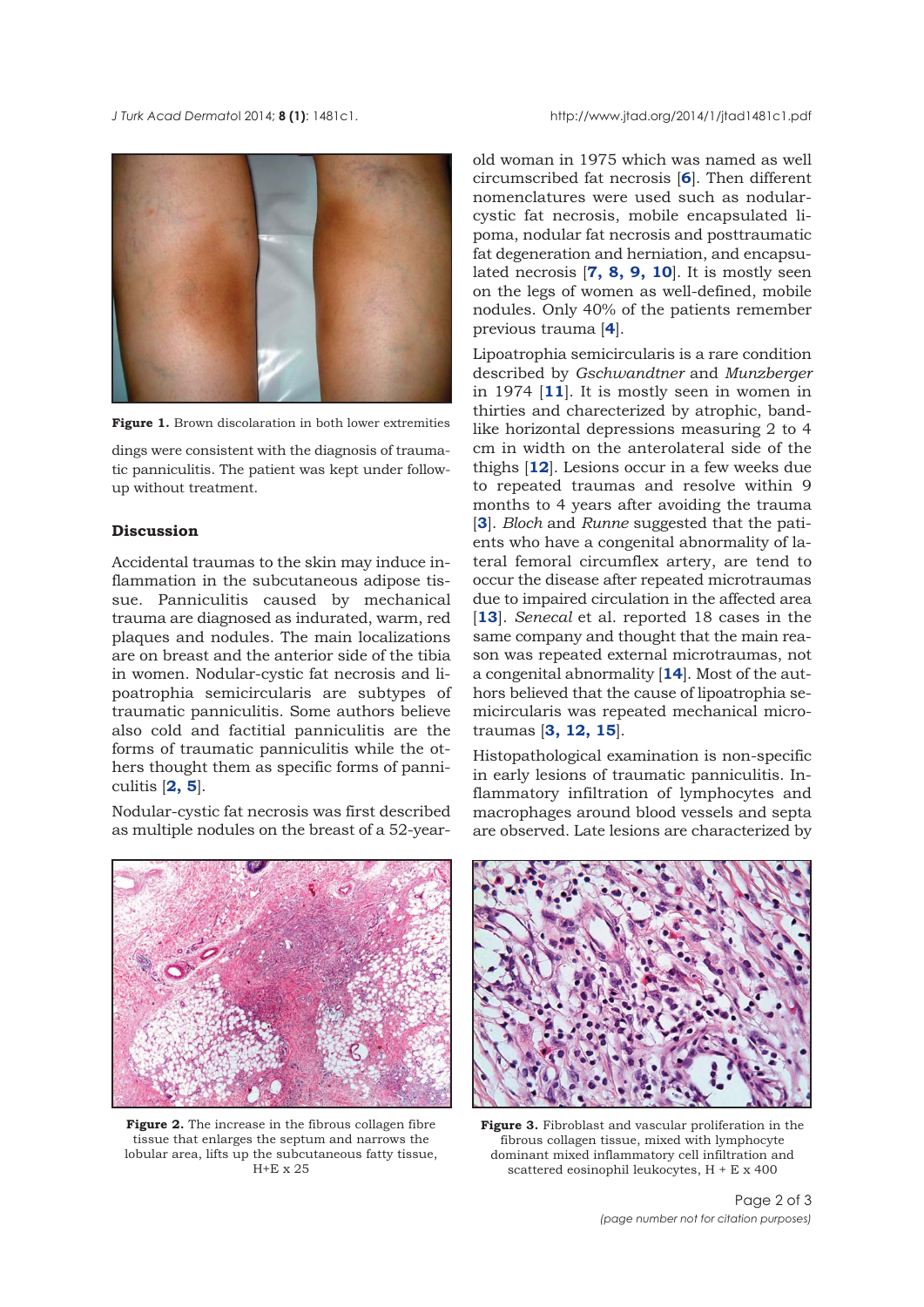**Figure 1.** Brown discolaration in both lower extremities

dings were consistent with the diagnosis of traumatic panniculitis. The patient was kept under follow-up without treatment.

## Discussion

Accidental traumas to the skin may induce inflammation in the subcutaneous adipose tissue. Panniculitis caused by mechanical trauma are diagnosed as indurated, warm, red plaques and nodules. The main localizations are on breast and the anterior side of the tibia in women. Nodular-cystic fat necrosis and lipoatrophia semicircularis are subtypes of traumatic panniculitis. Some authors believe also cold and factitial panniculitis are the forms of traumatic panniculitis while the others thought them as specific forms of panniculitis [**2, 5**].

Nodular-cystic fat necrosis was first described as multiple nodules on the breast of a 52-year-old woman in 1975 which was named as well circumscribed fat necrosis [**6**]. Then different nomenclatures were used such as nodular-cystic fat necrosis, mobile encapsulated lipoma, nodular fat necrosis and posttraumatic fat degeneration and herniation, and encapsulated necrosis [**7, 8, 9, 10**]. It is mostly seen on the legs of women as well-defined, mobile nodules. Only 40% of the patients remember previous trauma [**4**].

Lipoatrophia semicircularis is a rare condition described by *Gschwandtner* and *Munzberger* in 1974 [**11**]. It is mostly seen in women in thirties and charecterized by atrophic, band-like horizontal depressions measuring 2 to 4 cm in width on the anterolateral side of the thighs [**12**]. Lesions occur in a few weeks due to repeated traumas and resolve within 9 months to 4 years after avoiding the trauma [**3**]. *Bloch* and *Runne* suggested that the patients who have a congenital abnormality of lateral femoral circumflex artery, are tend to occur the disease after repeated microtraumas due to impaired circulation in the affected area [**13**]. *Senecal* et al. reported 18 cases in the same company and thought that the main reason was repeated external microtraumas, not a congenital abnormality [**14**]. Most of the authors believed that the cause of lipoatrophia semicircularis was repeated mechanical microtraumas [**3, 12, 15**].

Histopathological examination is non-specific in early lesions of traumatic panniculitis. Inflammatory infiltration of lymphocytes and macrophages around blood vessels and septa are observed. Late lesions are characterized by

**Figure 2.** The increase in the fibrous collagen fibre tissue that enlarges the septum and narrows the lobular area, lifts up the subcutaneous fatty tissue, H+E x 25

**Figure 3.** Fibroblast and vascular proliferation in the fibrous collagen tissue, mixed with lymphocyte dominant mixed inflammatory cell infiltration and scattered eosinophil leukocytes, H + E x 400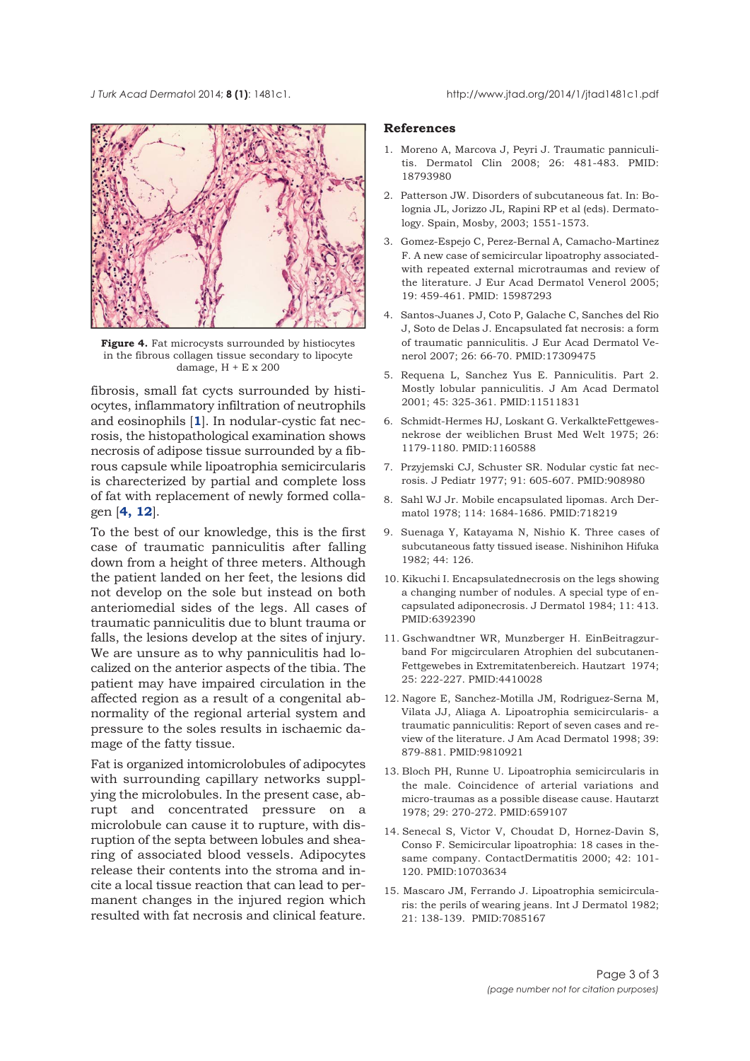**Figure 4.** Fat microcysts surrounded by histiocytes in the fibrous collagen tissue secondary to lipocyte damage, H + E x 200

fibrosis, small fat cycts surrounded by histiocytes, inflammatory infiltration of neutrophils and eosinophils [1]. In nodular-cystic fat necrosis, the histopathological examination shows necrosis of adipose tissue surrounded by a fibrous capsule while lipoatrophia semicircularis is charecterized by partial and complete loss of fat with replacement of newly formed collagen [4, 12].

To the best of our knowledge, this is the first case of traumatic panniculitis after falling down from a height of three meters. Although the patient landed on her feet, the lesions did not develop on the sole but instead on both anteriomedial sides of the legs. All cases of traumatic panniculitis due to blunt trauma or falls, the lesions develop at the sites of injury. We are unsure as to why panniculitis had localized on the anterior aspects of the tibia. The patient may have impaired circulation in the affected region as a result of a congenital abnormality of the regional arterial system and pressure to the soles results in ischaemic damage of the fatty tissue.

Fat is organized intomicrolobules of adipocytes with surrounding capillary networks supplying the microlobules. In the present case, abrupt and concentrated pressure on a microlobule can cause it to rupture, with disruption of the septa between lobules and shearing of associated blood vessels. Adipocytes release their contents into the stroma and incite a local tissue reaction that can lead to permanent changes in the injured region which resulted with fat necrosis and clinical feature.

## References

1. Moreno A, Marcova J, Peyri J. Traumatic panniculitis. Dermatol Clin 2008; 26: 481-483. PMID: 18793980
2. Patterson JW. Disorders of subcutaneous fat. In: Bolognia JL, Jorizzo JL, Rapini RP et al (eds). Dermatology. Spain, Mosby, 2003; 1551-1573.
3. Gomez-Espejo C, Perez-Bernal A, Camacho-Martinez F. A new case of semicircular lipoatrophy associatedwith repeated external microtraumas and review of the literature. J Eur Acad Dermatol Venerol 2005; 19: 459-461. PMID: 15987293
4. Santos-Juanes J, Coto P, Galache C, Sanches del Rio J, Soto de Delas J. Encapsulated fat necrosis: a form of traumatic panniculitis. J Eur Acad Dermatol Venerol 2007; 26: 66-70. PMID:17309475
5. Requena L, Sanchez Yus E. Panniculitis. Part 2. Mostly lobular panniculitis. J Am Acad Dermatol 2001; 45: 325-361. PMID:11511831
6. Schmidt-Hermes HJ, Loskant G. VerkalkteFettgewesnekrose der weiblichen Brust Med Welt 1975; 26: 1179-1180. PMID:1160588
7. Przyjemski CJ, Schuster SR. Nodular cystic fat necrosis. J Pediatr 1977; 91: 605-607. PMID:908980
8. Sahl WJ Jr. Mobile encapsulated lipomas. Arch Dermatol 1978; 114: 1684-1686. PMID:718219
9. Suenaga Y, Katayama N, Nishio K. Three cases of subcutaneous fatty tissued isease. Nishinihon Hifuka 1982; 44: 126.
10. Kikuchi I. Encapsulatednecrosis on the legs showing a changing number of nodules. A special type of encapsulated adiponecrosis. J Dermatol 1984; 11: 413. PMID:6392390
11. Gschwandtner WR, Munzberger H. EinBeitragzurband For migcircularen Atrophien del subcutanen-Fettgewebes in Extremitatenbereich. Hautzart 1974; 25: 222-227. PMID:4410028
12. Nagore E, Sanchez-Motilla JM, Rodriguez-Serna M, Vilata JJ, Aliaga A. Lipoatrophia semicircularis- a traumatic panniculitis: Report of seven cases and review of the literature. J Am Acad Dermatol 1998; 39: 879-881. PMID:9810921
13. Bloch PH, Runne U. Lipoatrophia semicircularis in the male. Coincidence of arterial variations and micro-traumas as a possible disease cause. Hautarzt 1978; 29: 270-272. PMID:659107
14. Senecal S, Victor V, Choudat D, Hornez-Davin S, Conso F. Semicircular lipoatrophia: 18 cases in thesame company. ContactDermatitis 2000; 42: 101-120. PMID:10703634
15. Mascaro JM, Ferrando J. Lipoatrophia semicircularis: the perils of wearing jeans. Int J Dermatol 1982; 21: 138-139. PMID:7085167